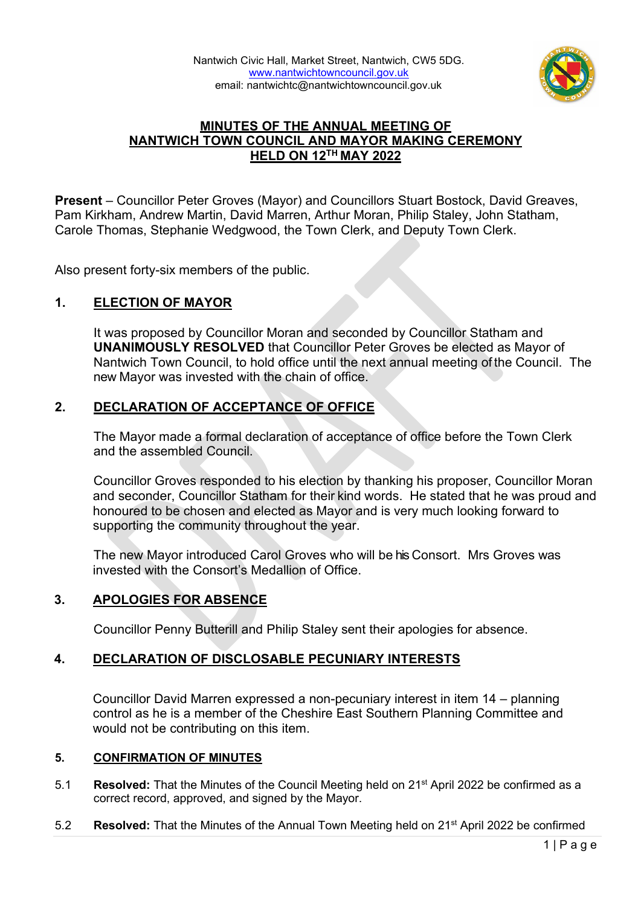Nantwich Civic Hall, Market Street, Nantwich, CW5 5DG.
www.nantwichtowncouncil.gov.uk
email: nantwichtc@nantwichtowncouncil.gov.uk

# MINUTES OF THE ANNUAL MEETING OF NANTWICH TOWN COUNCIL AND MAYOR MAKING CEREMONY HELD ON 12TH MAY 2022

**Present** – Councillor Peter Groves (Mayor) and Councillors Stuart Bostock, David Greaves, Pam Kirkham, Andrew Martin, David Marren, Arthur Moran, Philip Staley, John Statham, Carole Thomas, Stephanie Wedgwood, the Town Clerk, and Deputy Town Clerk.

Also present forty-six members of the public.

## 1. ELECTION OF MAYOR

It was proposed by Councillor Moran and seconded by Councillor Statham and **UNANIMOUSLY RESOLVED** that Councillor Peter Groves be elected as Mayor of Nantwich Town Council, to hold office until the next annual meeting of the Council. The new Mayor was invested with the chain of office.

## 2. DECLARATION OF ACCEPTANCE OF OFFICE

The Mayor made a formal declaration of acceptance of office before the Town Clerk and the assembled Council.

Councillor Groves responded to his election by thanking his proposer, Councillor Moran and seconder, Councillor Statham for their kind words. He stated that he was proud and honoured to be chosen and elected as Mayor and is very much looking forward to supporting the community throughout the year.

The new Mayor introduced Carol Groves who will be his Consort. Mrs Groves was invested with the Consort's Medallion of Office.

## 3. APOLOGIES FOR ABSENCE

Councillor Penny Butterill and Philip Staley sent their apologies for absence.

## 4. DECLARATION OF DISCLOSABLE PECUNIARY INTERESTS

Councillor David Marren expressed a non-pecuniary interest in item 14 – planning control as he is a member of the Cheshire East Southern Planning Committee and would not be contributing on this item.

## 5. CONFIRMATION OF MINUTES

5.1 **Resolved:** That the Minutes of the Council Meeting held on 21st April 2022 be confirmed as a correct record, approved, and signed by the Mayor.

5.2 **Resolved:** That the Minutes of the Annual Town Meeting held on 21st April 2022 be confirmed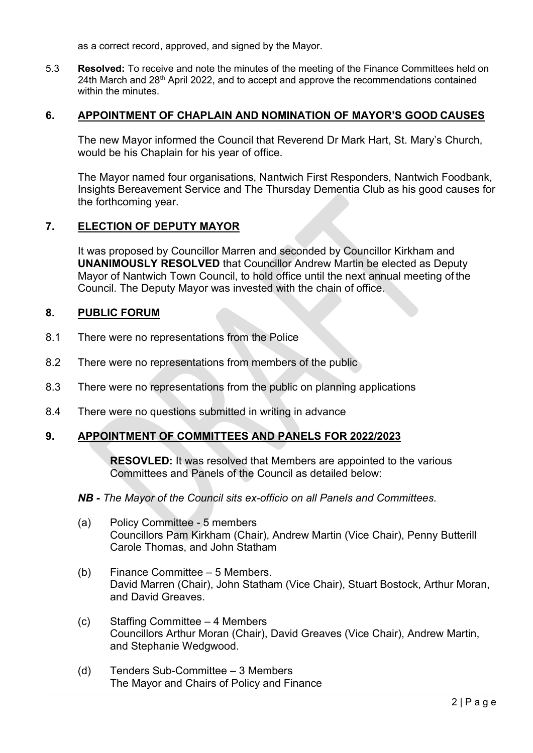as a correct record, approved, and signed by the Mayor.

5.3 **Resolved:** To receive and note the minutes of the meeting of the Finance Committees held on 24th March and 28th April 2022, and to accept and approve the recommendations contained within the minutes.

## 6. APPOINTMENT OF CHAPLAIN AND NOMINATION OF MAYOR'S GOOD CAUSES

The new Mayor informed the Council that Reverend Dr Mark Hart, St. Mary's Church, would be his Chaplain for his year of office.

The Mayor named four organisations, Nantwich First Responders, Nantwich Foodbank, Insights Bereavement Service and The Thursday Dementia Club as his good causes for the forthcoming year.

## 7. ELECTION OF DEPUTY MAYOR

It was proposed by Councillor Marren and seconded by Councillor Kirkham and **UNANIMOUSLY RESOLVED** that Councillor Andrew Martin be elected as Deputy Mayor of Nantwich Town Council, to hold office until the next annual meeting of the Council. The Deputy Mayor was invested with the chain of office.

## 8. PUBLIC FORUM

8.1 There were no representations from the Police

8.2 There were no representations from members of the public

8.3 There were no representations from the public on planning applications

8.4 There were no questions submitted in writing in advance

## 9. APPOINTMENT OF COMMITTEES AND PANELS FOR 2022/2023

**RESOVLED:** It was resolved that Members are appointed to the various Committees and Panels of the Council as detailed below:

***NB -** The Mayor of the Council sits ex-officio on all Panels and Committees.*

(a) Policy Committee - 5 members
Councillors Pam Kirkham (Chair), Andrew Martin (Vice Chair), Penny Butterill Carole Thomas, and John Statham

(b) Finance Committee – 5 Members.
David Marren (Chair), John Statham (Vice Chair), Stuart Bostock, Arthur Moran, and David Greaves.

(c) Staffing Committee – 4 Members
Councillors Arthur Moran (Chair), David Greaves (Vice Chair), Andrew Martin, and Stephanie Wedgwood.

(d) Tenders Sub-Committee – 3 Members
The Mayor and Chairs of Policy and Finance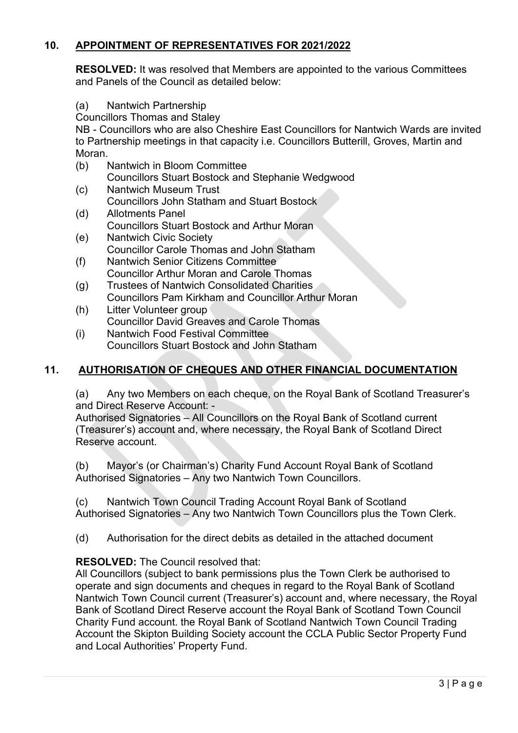## 10. APPOINTMENT OF REPRESENTATIVES FOR 2021/2022

**RESOLVED:** It was resolved that Members are appointed to the various Committees and Panels of the Council as detailed below:

(a) Nantwich Partnership
Councillors Thomas and Staley
NB - Councillors who are also Cheshire East Councillors for Nantwich Wards are invited to Partnership meetings in that capacity i.e. Councillors Butterill, Groves, Martin and Moran.

(b) Nantwich in Bloom Committee
Councillors Stuart Bostock and Stephanie Wedgwood

(c) Nantwich Museum Trust
Councillors John Statham and Stuart Bostock

(d) Allotments Panel
Councillors Stuart Bostock and Arthur Moran

(e) Nantwich Civic Society
Councillor Carole Thomas and John Statham

(f) Nantwich Senior Citizens Committee
Councillor Arthur Moran and Carole Thomas

(g) Trustees of Nantwich Consolidated Charities
Councillors Pam Kirkham and Councillor Arthur Moran

(h) Litter Volunteer group
Councillor David Greaves and Carole Thomas

(i) Nantwich Food Festival Committee
Councillors Stuart Bostock and John Statham

## 11. AUTHORISATION OF CHEQUES AND OTHER FINANCIAL DOCUMENTATION

(a) Any two Members on each cheque, on the Royal Bank of Scotland Treasurer's and Direct Reserve Account: -
Authorised Signatories – All Councillors on the Royal Bank of Scotland current (Treasurer's) account and, where necessary, the Royal Bank of Scotland Direct Reserve account.

(b) Mayor's (or Chairman's) Charity Fund Account Royal Bank of Scotland
Authorised Signatories – Any two Nantwich Town Councillors.

(c) Nantwich Town Council Trading Account Royal Bank of Scotland
Authorised Signatories – Any two Nantwich Town Councillors plus the Town Clerk.

(d) Authorisation for the direct debits as detailed in the attached document

**RESOLVED:** The Council resolved that:
All Councillors (subject to bank permissions plus the Town Clerk be authorised to operate and sign documents and cheques in regard to the Royal Bank of Scotland Nantwich Town Council current (Treasurer's) account and, where necessary, the Royal Bank of Scotland Direct Reserve account the Royal Bank of Scotland Town Council Charity Fund account. the Royal Bank of Scotland Nantwich Town Council Trading Account the Skipton Building Society account the CCLA Public Sector Property Fund and Local Authorities' Property Fund.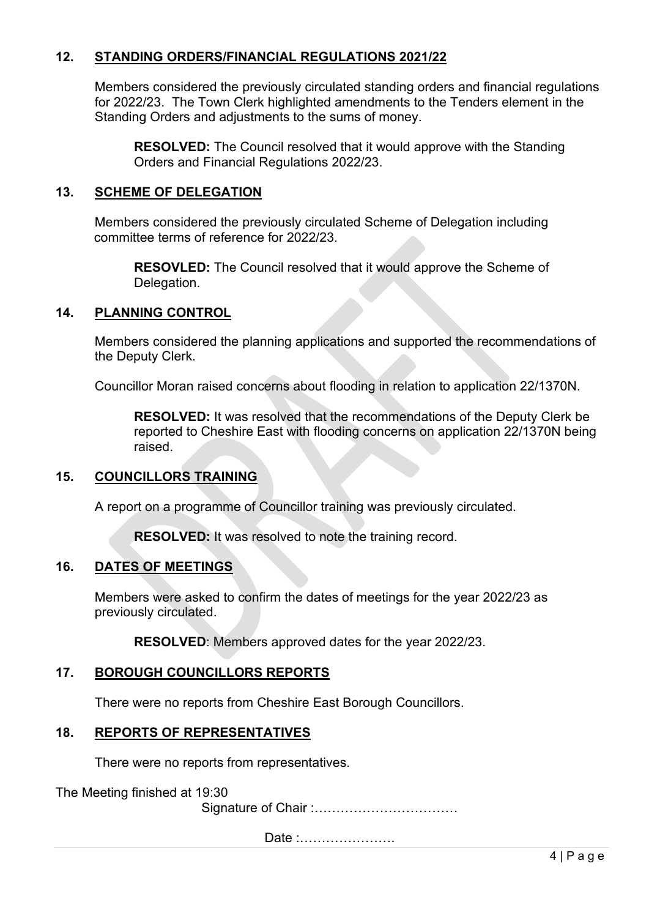## 12. STANDING ORDERS/FINANCIAL REGULATIONS 2021/22

Members considered the previously circulated standing orders and financial regulations for 2022/23. The Town Clerk highlighted amendments to the Tenders element in the Standing Orders and adjustments to the sums of money.

**RESOLVED:** The Council resolved that it would approve with the Standing Orders and Financial Regulations 2022/23.

## 13. SCHEME OF DELEGATION

Members considered the previously circulated Scheme of Delegation including committee terms of reference for 2022/23.

**RESOVLED:** The Council resolved that it would approve the Scheme of Delegation.

## 14. PLANNING CONTROL

Members considered the planning applications and supported the recommendations of the Deputy Clerk.

Councillor Moran raised concerns about flooding in relation to application 22/1370N.

**RESOLVED:** It was resolved that the recommendations of the Deputy Clerk be reported to Cheshire East with flooding concerns on application 22/1370N being raised.

## 15. COUNCILLORS TRAINING

A report on a programme of Councillor training was previously circulated.

**RESOLVED:** It was resolved to note the training record.

## 16. DATES OF MEETINGS

Members were asked to confirm the dates of meetings for the year 2022/23 as previously circulated.

**RESOLVED**: Members approved dates for the year 2022/23.

## 17. BOROUGH COUNCILLORS REPORTS

There were no reports from Cheshire East Borough Councillors.

## 18. REPORTS OF REPRESENTATIVES

There were no reports from representatives.

The Meeting finished at 19:30

Signature of Chair :……………………………

Date :………………….